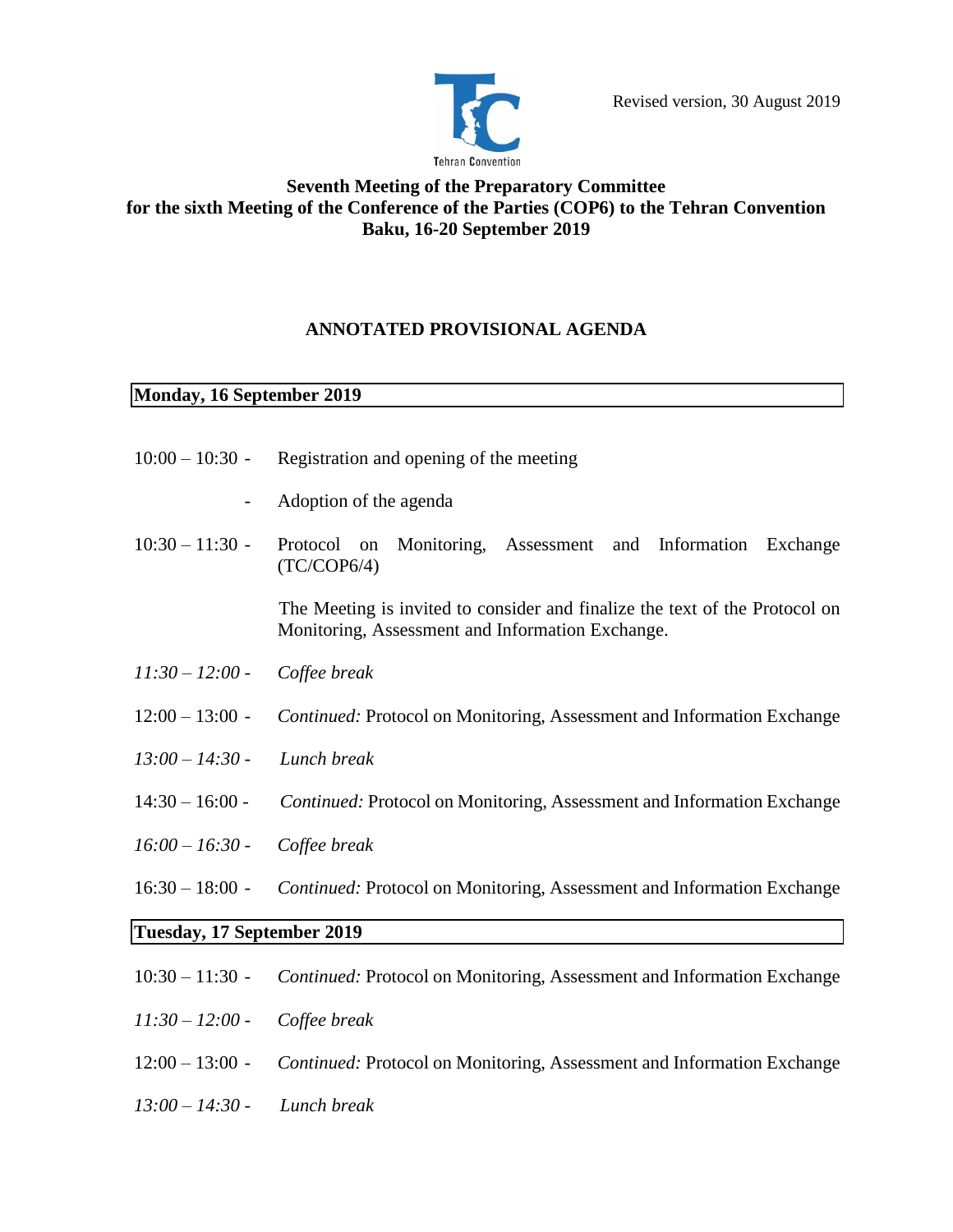Revised version, 30 August 2019

**Seventh Meeting of the Preparatory Committee**
**for the sixth Meeting of the Conference of the Parties (COP6) to the Tehran Convention**
**Baku, 16-20 September 2019**

## ANNOTATED PROVISIONAL AGENDA

**Monday, 16 September 2019**

10:00 – 10:30 - Registration and opening of the meeting

- Adoption of the agenda

10:30 – 11:30 - Protocol on Monitoring, Assessment and Information Exchange (TC/COP6/4)

The Meeting is invited to consider and finalize the text of the Protocol on Monitoring, Assessment and Information Exchange.

*11:30 – 12:00 - Coffee break*

12:00 – 13:00 - *Continued:* Protocol on Monitoring, Assessment and Information Exchange

*13:00 – 14:30 - Lunch break*

14:30 – 16:00 - *Continued:* Protocol on Monitoring, Assessment and Information Exchange

*16:00 – 16:30 - Coffee break*

16:30 – 18:00 - *Continued:* Protocol on Monitoring, Assessment and Information Exchange

**Tuesday, 17 September 2019**

10:30 – 11:30 - *Continued:* Protocol on Monitoring, Assessment and Information Exchange

*11:30 – 12:00 - Coffee break*

12:00 – 13:00 - *Continued:* Protocol on Monitoring, Assessment and Information Exchange

*13:00 – 14:30 - Lunch break*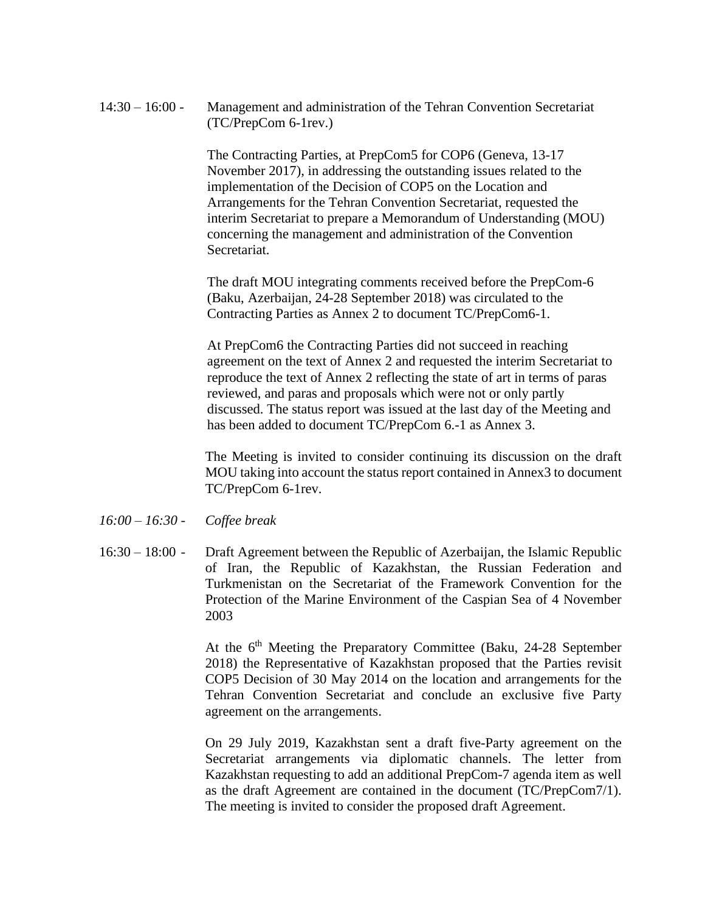14:30 – 16:00 - Management and administration of the Tehran Convention Secretariat (TC/PrepCom 6-1rev.)

The Contracting Parties, at PrepCom5 for COP6 (Geneva, 13-17 November 2017), in addressing the outstanding issues related to the implementation of the Decision of COP5 on the Location and Arrangements for the Tehran Convention Secretariat, requested the interim Secretariat to prepare a Memorandum of Understanding (MOU) concerning the management and administration of the Convention Secretariat.

The draft MOU integrating comments received before the PrepCom-6 (Baku, Azerbaijan, 24-28 September 2018) was circulated to the Contracting Parties as Annex 2 to document TC/PrepCom6-1.

At PrepCom6 the Contracting Parties did not succeed in reaching agreement on the text of Annex 2 and requested the interim Secretariat to reproduce the text of Annex 2 reflecting the state of art in terms of paras reviewed, and paras and proposals which were not or only partly discussed. The status report was issued at the last day of the Meeting and has been added to document TC/PrepCom 6.-1 as Annex 3.

The Meeting is invited to consider continuing its discussion on the draft MOU taking into account the status report contained in Annex3 to document TC/PrepCom 6-1rev.

*16:00 – 16:30 - Coffee break*

16:30 – 18:00 - Draft Agreement between the Republic of Azerbaijan, the Islamic Republic of Iran, the Republic of Kazakhstan, the Russian Federation and Turkmenistan on the Secretariat of the Framework Convention for the Protection of the Marine Environment of the Caspian Sea of 4 November 2003

At the 6th Meeting the Preparatory Committee (Baku, 24-28 September 2018) the Representative of Kazakhstan proposed that the Parties revisit COP5 Decision of 30 May 2014 on the location and arrangements for the Tehran Convention Secretariat and conclude an exclusive five Party agreement on the arrangements.

On 29 July 2019, Kazakhstan sent a draft five-Party agreement on the Secretariat arrangements via diplomatic channels. The letter from Kazakhstan requesting to add an additional PrepCom-7 agenda item as well as the draft Agreement are contained in the document (TC/PrepCom7/1). The meeting is invited to consider the proposed draft Agreement.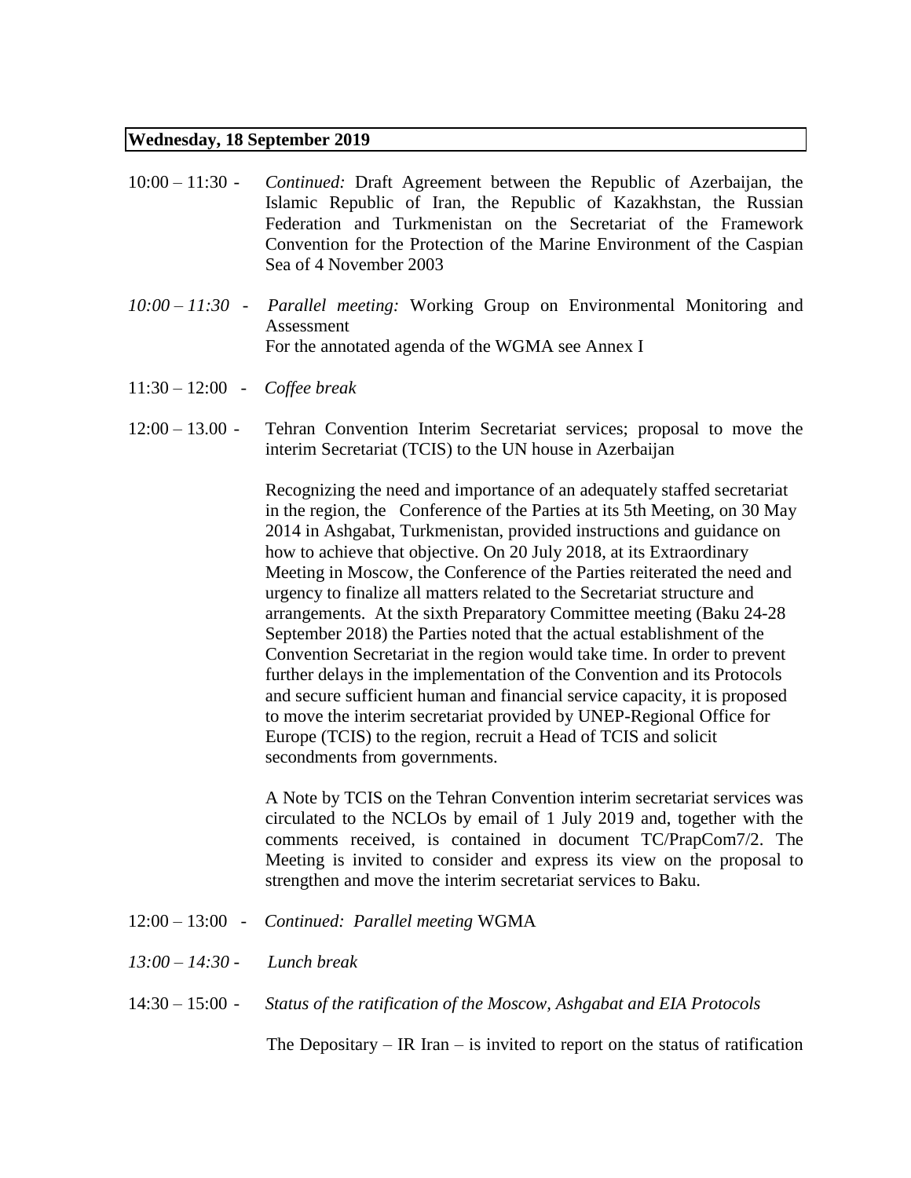**Wednesday, 18 September 2019**

10:00 – 11:30 - *Continued:* Draft Agreement between the Republic of Azerbaijan, the Islamic Republic of Iran, the Republic of Kazakhstan, the Russian Federation and Turkmenistan on the Secretariat of the Framework Convention for the Protection of the Marine Environment of the Caspian Sea of 4 November 2003

*10:00 – 11:30* - *Parallel meeting:* Working Group on Environmental Monitoring and Assessment
For the annotated agenda of the WGMA see Annex I

11:30 – 12:00 - *Coffee break*

12:00 – 13.00 - Tehran Convention Interim Secretariat services; proposal to move the interim Secretariat (TCIS) to the UN house in Azerbaijan

Recognizing the need and importance of an adequately staffed secretariat in the region, the Conference of the Parties at its 5th Meeting, on 30 May 2014 in Ashgabat, Turkmenistan, provided instructions and guidance on how to achieve that objective. On 20 July 2018, at its Extraordinary Meeting in Moscow, the Conference of the Parties reiterated the need and urgency to finalize all matters related to the Secretariat structure and arrangements. At the sixth Preparatory Committee meeting (Baku 24-28 September 2018) the Parties noted that the actual establishment of the Convention Secretariat in the region would take time. In order to prevent further delays in the implementation of the Convention and its Protocols and secure sufficient human and financial service capacity, it is proposed to move the interim secretariat provided by UNEP-Regional Office for Europe (TCIS) to the region, recruit a Head of TCIS and solicit secondments from governments.

A Note by TCIS on the Tehran Convention interim secretariat services was circulated to the NCLOs by email of 1 July 2019 and, together with the comments received, is contained in document TC/PrapCom7/2. The Meeting is invited to consider and express its view on the proposal to strengthen and move the interim secretariat services to Baku.

12:00 – 13:00 - *Continued: Parallel meeting* WGMA

*13:00 – 14:30 - Lunch break*

14:30 – 15:00 - *Status of the ratification of the Moscow, Ashgabat and EIA Protocols*

The Depositary – IR Iran – is invited to report on the status of ratification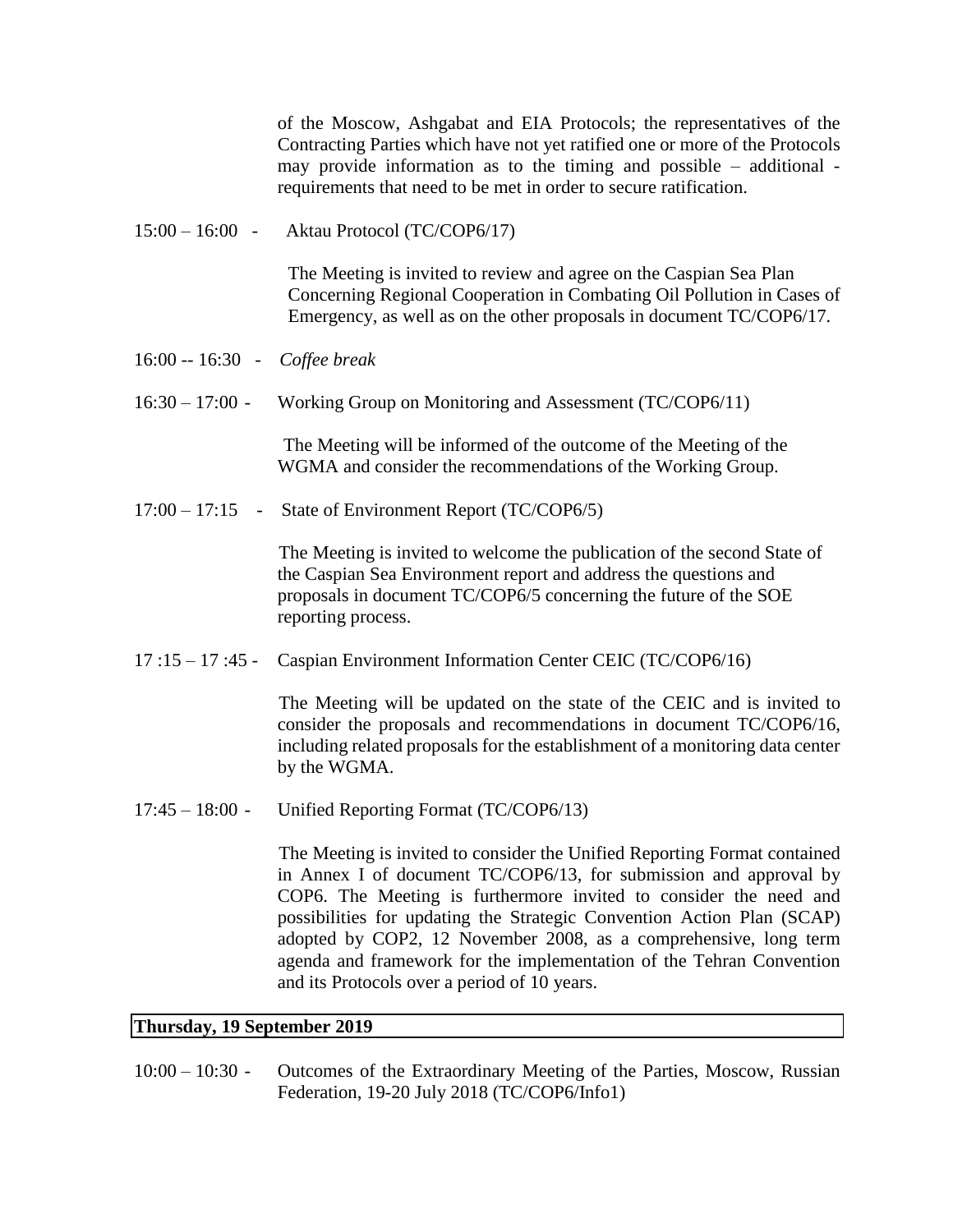of the Moscow, Ashgabat and EIA Protocols; the representatives of the Contracting Parties which have not yet ratified one or more of the Protocols may provide information as to the timing and possible – additional - requirements that need to be met in order to secure ratification.

15:00 – 16:00 - Aktau Protocol (TC/COP6/17)

The Meeting is invited to review and agree on the Caspian Sea Plan Concerning Regional Cooperation in Combating Oil Pollution in Cases of Emergency, as well as on the other proposals in document TC/COP6/17.

16:00 -- 16:30 - *Coffee break*

16:30 – 17:00 - Working Group on Monitoring and Assessment (TC/COP6/11)

The Meeting will be informed of the outcome of the Meeting of the WGMA and consider the recommendations of the Working Group.

17:00 – 17:15 - State of Environment Report (TC/COP6/5)

The Meeting is invited to welcome the publication of the second State of the Caspian Sea Environment report and address the questions and proposals in document TC/COP6/5 concerning the future of the SOE reporting process.

17 :15 – 17 :45 - Caspian Environment Information Center CEIC (TC/COP6/16)

The Meeting will be updated on the state of the CEIC and is invited to consider the proposals and recommendations in document TC/COP6/16, including related proposals for the establishment of a monitoring data center by the WGMA.

17:45 – 18:00 - Unified Reporting Format (TC/COP6/13)

The Meeting is invited to consider the Unified Reporting Format contained in Annex I of document TC/COP6/13, for submission and approval by COP6. The Meeting is furthermore invited to consider the need and possibilities for updating the Strategic Convention Action Plan (SCAP) adopted by COP2, 12 November 2008, as a comprehensive, long term agenda and framework for the implementation of the Tehran Convention and its Protocols over a period of 10 years.

**Thursday, 19 September 2019**

10:00 – 10:30 - Outcomes of the Extraordinary Meeting of the Parties, Moscow, Russian Federation, 19-20 July 2018 (TC/COP6/Info1)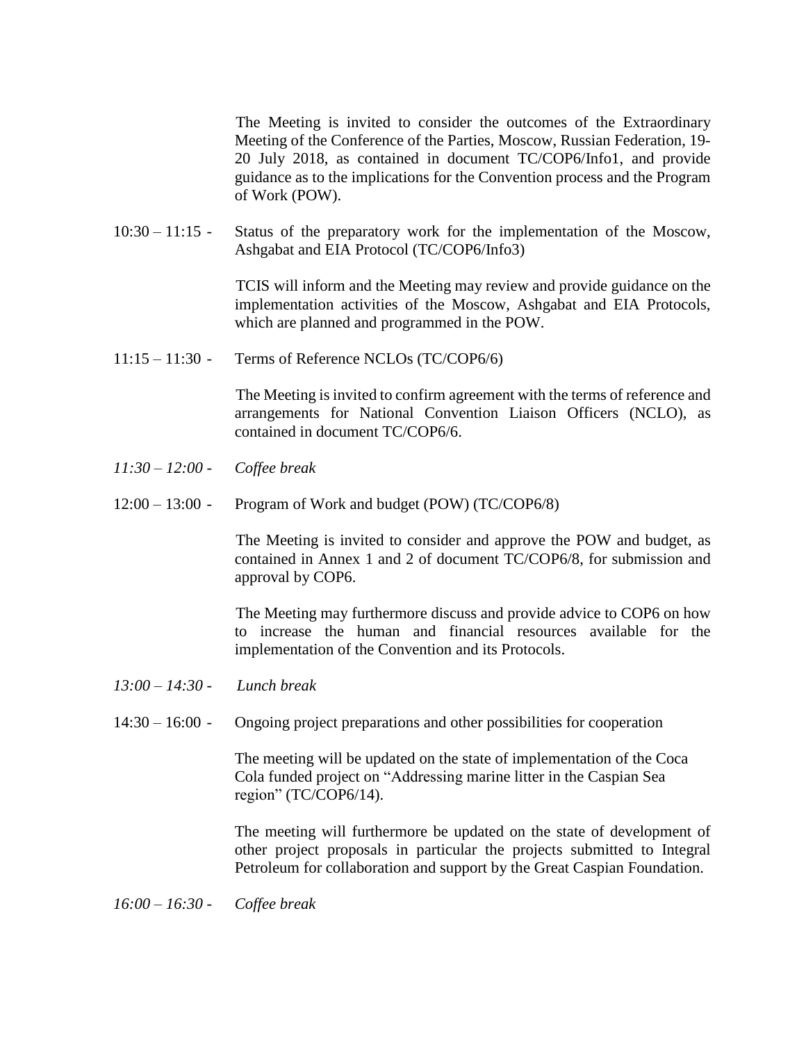The Meeting is invited to consider the outcomes of the Extraordinary Meeting of the Conference of the Parties, Moscow, Russian Federation, 19-20 July 2018, as contained in document TC/COP6/Info1, and provide guidance as to the implications for the Convention process and the Program of Work (POW).

10:30 – 11:15 - Status of the preparatory work for the implementation of the Moscow, Ashgabat and EIA Protocol (TC/COP6/Info3)

TCIS will inform and the Meeting may review and provide guidance on the implementation activities of the Moscow, Ashgabat and EIA Protocols, which are planned and programmed in the POW.

11:15 – 11:30 - Terms of Reference NCLOs (TC/COP6/6)

The Meeting is invited to confirm agreement with the terms of reference and arrangements for National Convention Liaison Officers (NCLO), as contained in document TC/COP6/6.

*11:30 – 12:00 - Coffee break*

12:00 – 13:00 - Program of Work and budget (POW) (TC/COP6/8)

The Meeting is invited to consider and approve the POW and budget, as contained in Annex 1 and 2 of document TC/COP6/8, for submission and approval by COP6.

The Meeting may furthermore discuss and provide advice to COP6 on how to increase the human and financial resources available for the implementation of the Convention and its Protocols.

*13:00 – 14:30 - Lunch break*

14:30 – 16:00 - Ongoing project preparations and other possibilities for cooperation

The meeting will be updated on the state of implementation of the Coca Cola funded project on "Addressing marine litter in the Caspian Sea region" (TC/COP6/14).

The meeting will furthermore be updated on the state of development of other project proposals in particular the projects submitted to Integral Petroleum for collaboration and support by the Great Caspian Foundation.

*16:00 – 16:30 - Coffee break*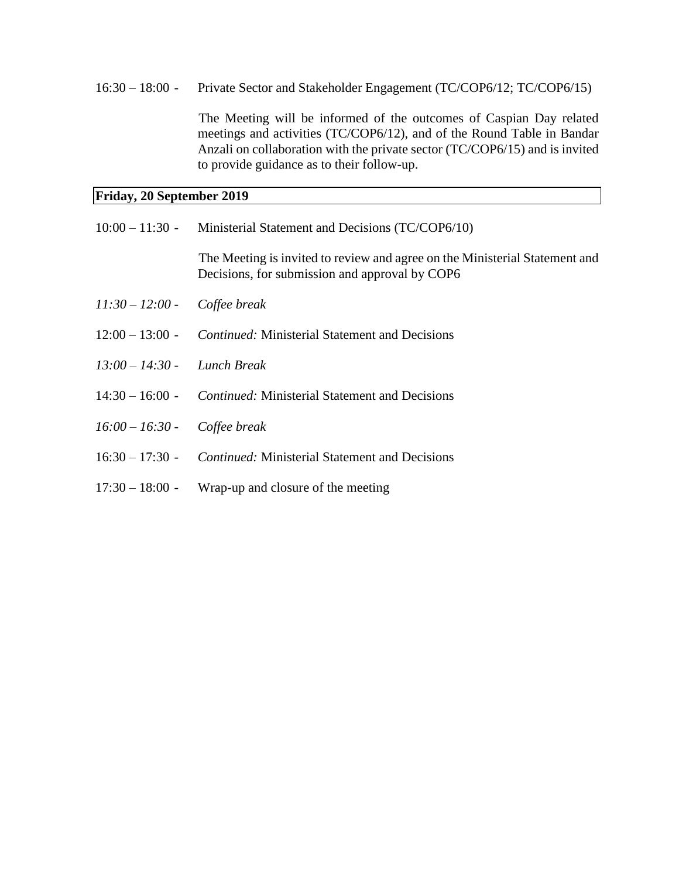16:30 – 18:00 - Private Sector and Stakeholder Engagement (TC/COP6/12; TC/COP6/15)

The Meeting will be informed of the outcomes of Caspian Day related meetings and activities (TC/COP6/12), and of the Round Table in Bandar Anzali on collaboration with the private sector (TC/COP6/15) and is invited to provide guidance as to their follow-up.

**Friday, 20 September 2019**

10:00 – 11:30 - Ministerial Statement and Decisions (TC/COP6/10)

The Meeting is invited to review and agree on the Ministerial Statement and Decisions, for submission and approval by COP6

*11:30 – 12:00 - Coffee break*

12:00 – 13:00 - *Continued:* Ministerial Statement and Decisions

*13:00 – 14:30 - Lunch Break*

14:30 – 16:00 - *Continued:* Ministerial Statement and Decisions

*16:00 – 16:30 - Coffee break*

16:30 – 17:30 - *Continued:* Ministerial Statement and Decisions

17:30 – 18:00 - Wrap-up and closure of the meeting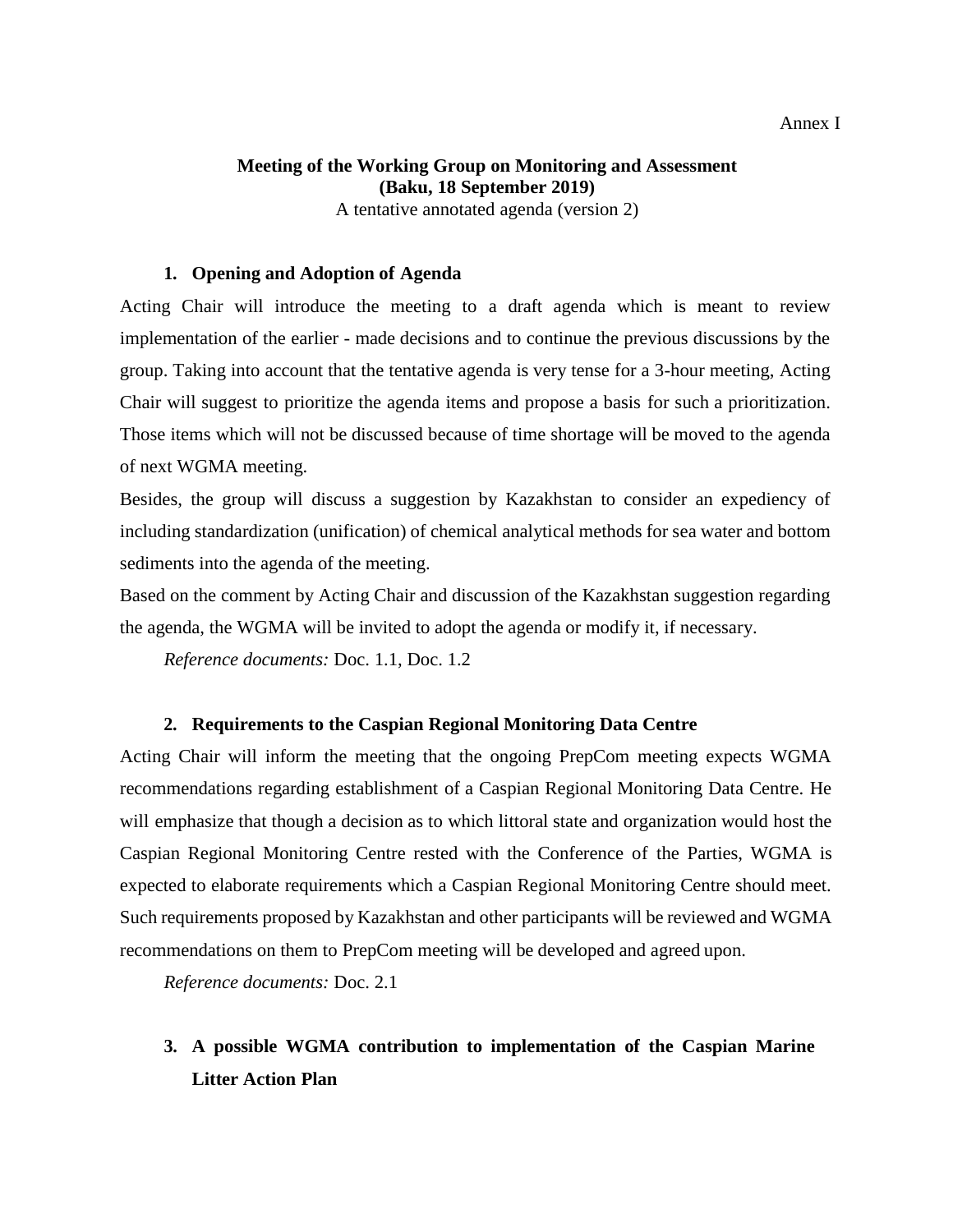Annex I

**Meeting of the Working Group on Monitoring and Assessment**
**(Baku, 18 September 2019)**
A tentative annotated agenda (version 2)

## 1. Opening and Adoption of Agenda

Acting Chair will introduce the meeting to a draft agenda which is meant to review implementation of the earlier - made decisions and to continue the previous discussions by the group. Taking into account that the tentative agenda is very tense for a 3-hour meeting, Acting Chair will suggest to prioritize the agenda items and propose a basis for such a prioritization. Those items which will not be discussed because of time shortage will be moved to the agenda of next WGMA meeting.

Besides, the group will discuss a suggestion by Kazakhstan to consider an expediency of including standardization (unification) of chemical analytical methods for sea water and bottom sediments into the agenda of the meeting.

Based on the comment by Acting Chair and discussion of the Kazakhstan suggestion regarding the agenda, the WGMA will be invited to adopt the agenda or modify it, if necessary.

*Reference documents:* Doc. 1.1, Doc. 1.2

## 2. Requirements to the Caspian Regional Monitoring Data Centre

Acting Chair will inform the meeting that the ongoing PrepCom meeting expects WGMA recommendations regarding establishment of a Caspian Regional Monitoring Data Centre. He will emphasize that though a decision as to which littoral state and organization would host the Caspian Regional Monitoring Centre rested with the Conference of the Parties, WGMA is expected to elaborate requirements which a Caspian Regional Monitoring Centre should meet. Such requirements proposed by Kazakhstan and other participants will be reviewed and WGMA recommendations on them to PrepCom meeting will be developed and agreed upon.

*Reference documents:* Doc. 2.1

## 3. A possible WGMA contribution to implementation of the Caspian Marine Litter Action Plan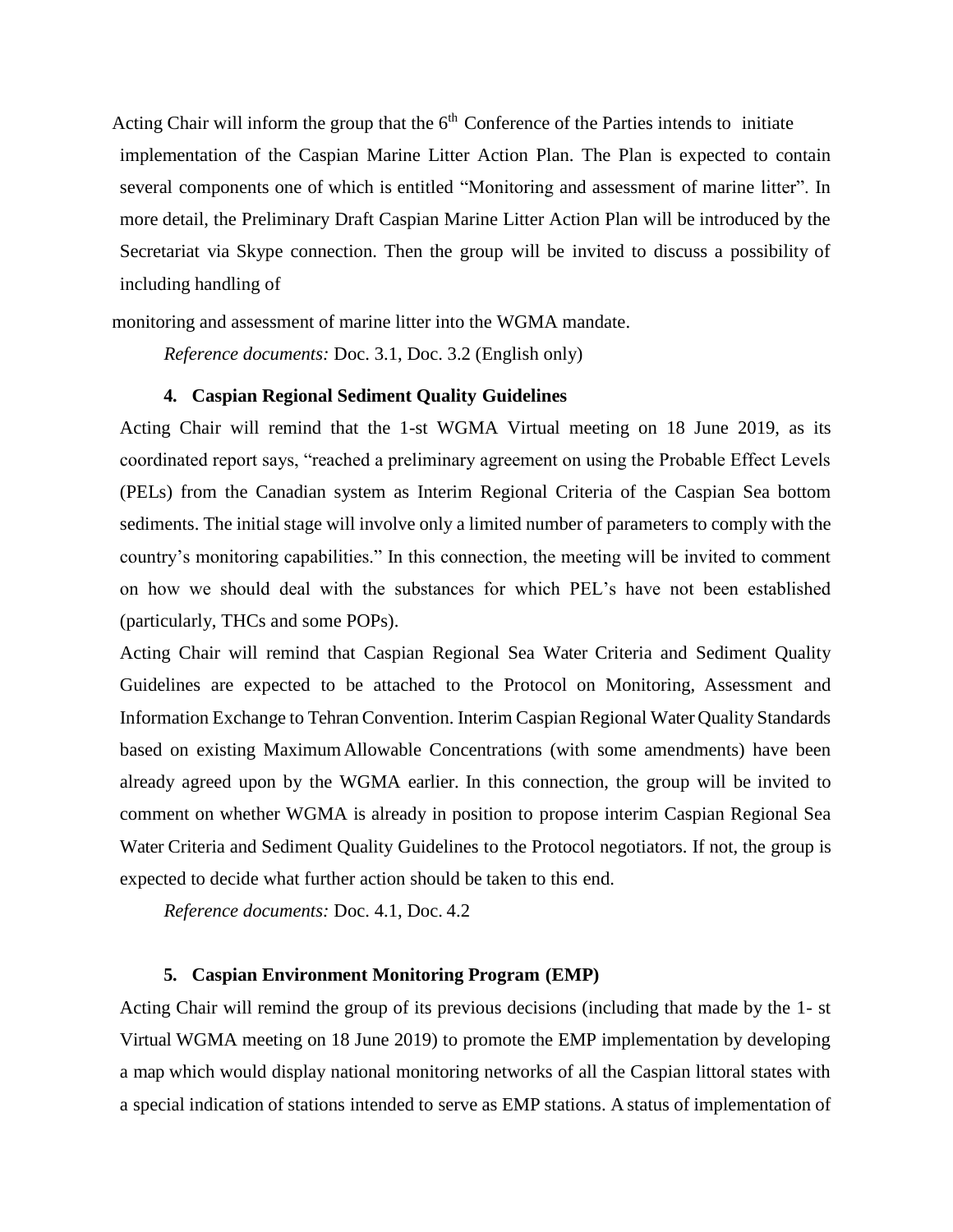Acting Chair will inform the group that the 6th Conference of the Parties intends to initiate implementation of the Caspian Marine Litter Action Plan. The Plan is expected to contain several components one of which is entitled "Monitoring and assessment of marine litter". In more detail, the Preliminary Draft Caspian Marine Litter Action Plan will be introduced by the Secretariat via Skype connection. Then the group will be invited to discuss a possibility of including handling of monitoring and assessment of marine litter into the WGMA mandate.

*Reference documents:* Doc. 3.1, Doc. 3.2 (English only)

### 4. Caspian Regional Sediment Quality Guidelines

Acting Chair will remind that the 1-st WGMA Virtual meeting on 18 June 2019, as its coordinated report says, "reached a preliminary agreement on using the Probable Effect Levels (PELs) from the Canadian system as Interim Regional Criteria of the Caspian Sea bottom sediments. The initial stage will involve only a limited number of parameters to comply with the country's monitoring capabilities." In this connection, the meeting will be invited to comment on how we should deal with the substances for which PEL's have not been established (particularly, THCs and some POPs).

Acting Chair will remind that Caspian Regional Sea Water Criteria and Sediment Quality Guidelines are expected to be attached to the Protocol on Monitoring, Assessment and Information Exchange to Tehran Convention. Interim Caspian Regional Water Quality Standards based on existing Maximum Allowable Concentrations (with some amendments) have been already agreed upon by the WGMA earlier. In this connection, the group will be invited to comment on whether WGMA is already in position to propose interim Caspian Regional Sea Water Criteria and Sediment Quality Guidelines to the Protocol negotiators. If not, the group is expected to decide what further action should be taken to this end.

*Reference documents:* Doc. 4.1, Doc. 4.2

### 5. Caspian Environment Monitoring Program (EMP)

Acting Chair will remind the group of its previous decisions (including that made by the 1- st Virtual WGMA meeting on 18 June 2019) to promote the EMP implementation by developing a map which would display national monitoring networks of all the Caspian littoral states with a special indication of stations intended to serve as EMP stations. A status of implementation of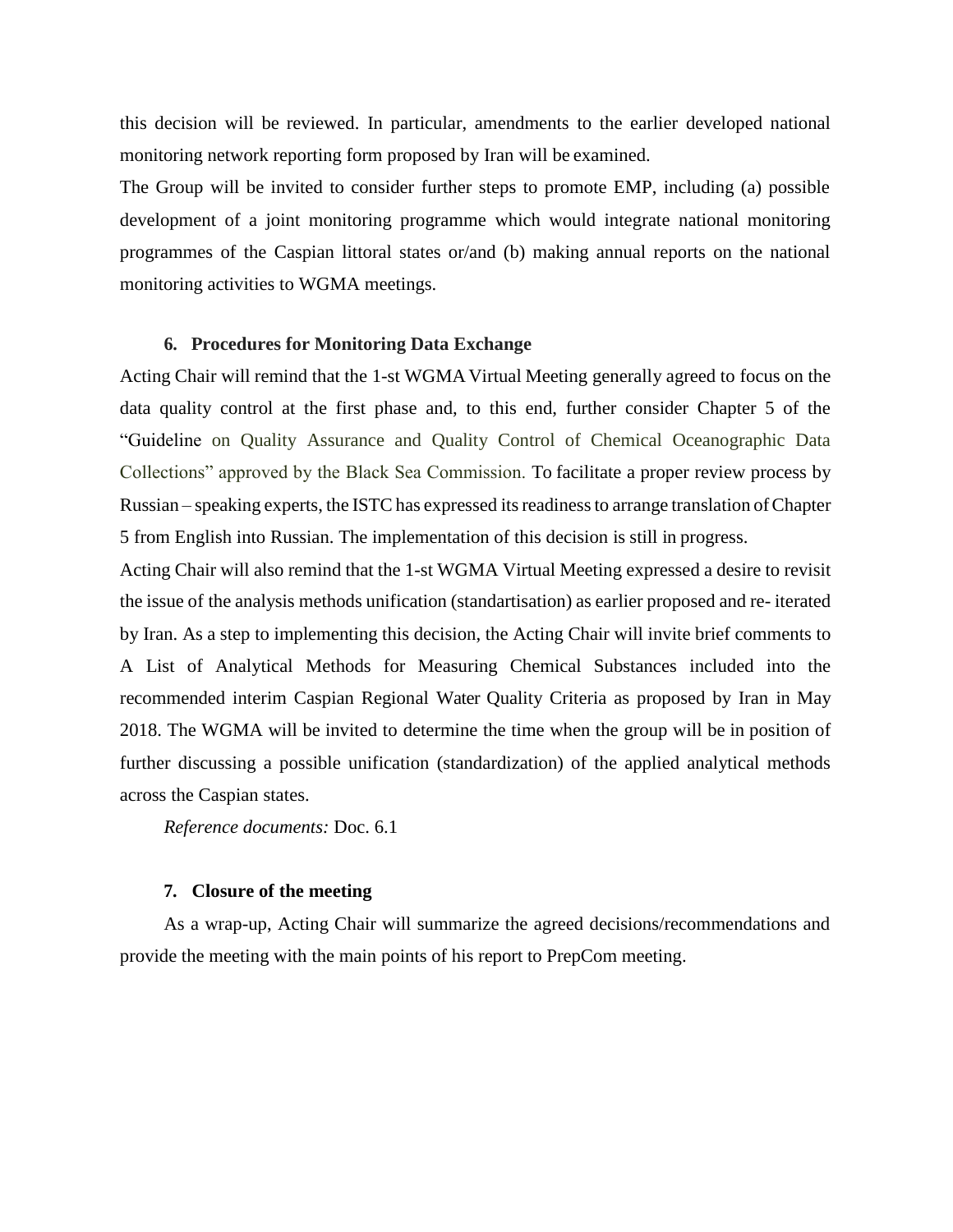this decision will be reviewed. In particular, amendments to the earlier developed national monitoring network reporting form proposed by Iran will be examined.

The Group will be invited to consider further steps to promote EMP, including (a) possible development of a joint monitoring programme which would integrate national monitoring programmes of the Caspian littoral states or/and (b) making annual reports on the national monitoring activities to WGMA meetings.

### 6. Procedures for Monitoring Data Exchange

Acting Chair will remind that the 1-st WGMA Virtual Meeting generally agreed to focus on the data quality control at the first phase and, to this end, further consider Chapter 5 of the "Guideline on Quality Assurance and Quality Control of Chemical Oceanographic Data Collections" approved by the Black Sea Commission. To facilitate a proper review process by Russian – speaking experts, the ISTC has expressed its readiness to arrange translation of Chapter 5 from English into Russian. The implementation of this decision is still in progress.

Acting Chair will also remind that the 1-st WGMA Virtual Meeting expressed a desire to revisit the issue of the analysis methods unification (standartisation) as earlier proposed and re- iterated by Iran. As a step to implementing this decision, the Acting Chair will invite brief comments to A List of Analytical Methods for Measuring Chemical Substances included into the recommended interim Caspian Regional Water Quality Criteria as proposed by Iran in May 2018. The WGMA will be invited to determine the time when the group will be in position of further discussing a possible unification (standardization) of the applied analytical methods across the Caspian states.

*Reference documents:* Doc. 6.1

### 7. Closure of the meeting

As a wrap-up, Acting Chair will summarize the agreed decisions/recommendations and provide the meeting with the main points of his report to PrepCom meeting.